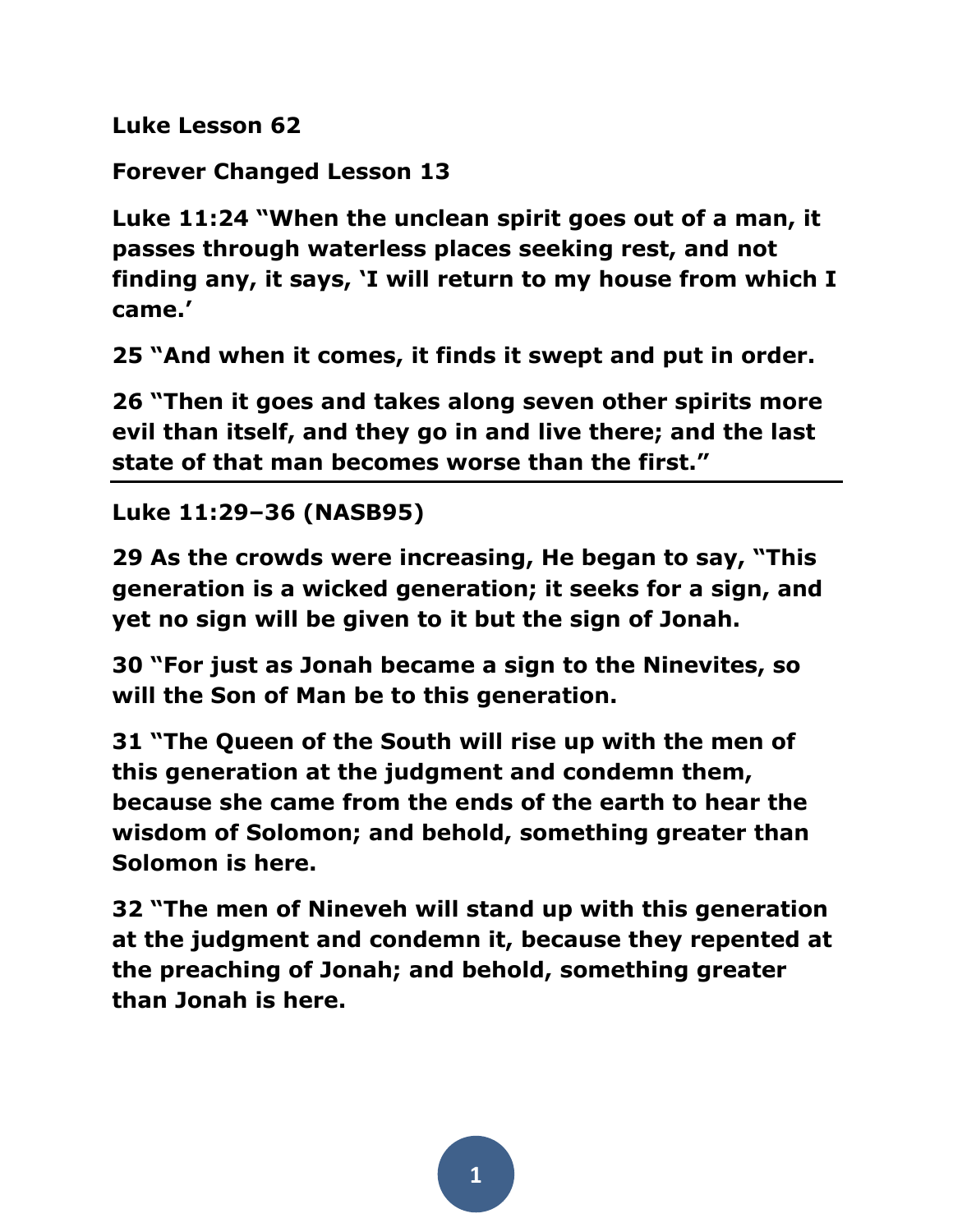**Luke Lesson 62**

**Forever Changed Lesson 13**

**Luke 11:24 "When the unclean spirit goes out of a man, it passes through waterless places seeking rest, and not finding any, it says, 'I will return to my house from which I came.'**

**25 "And when it comes, it finds it swept and put in order.**

**26 "Then it goes and takes along seven other spirits more evil than itself, and they go in and live there; and the last state of that man becomes worse than the first."**

---

**Luke 11:29–36 (NASB95)**

**29 As the crowds were increasing, He began to say, "This generation is a wicked generation; it seeks for a sign, and yet no sign will be given to it but the sign of Jonah.**

**30 "For just as Jonah became a sign to the Ninevites, so will the Son of Man be to this generation.**

**31 "The Queen of the South will rise up with the men of this generation at the judgment and condemn them, because she came from the ends of the earth to hear the wisdom of Solomon; and behold, something greater than Solomon is here.**

**32 "The men of Nineveh will stand up with this generation at the judgment and condemn it, because they repented at the preaching of Jonah; and behold, something greater than Jonah is here.**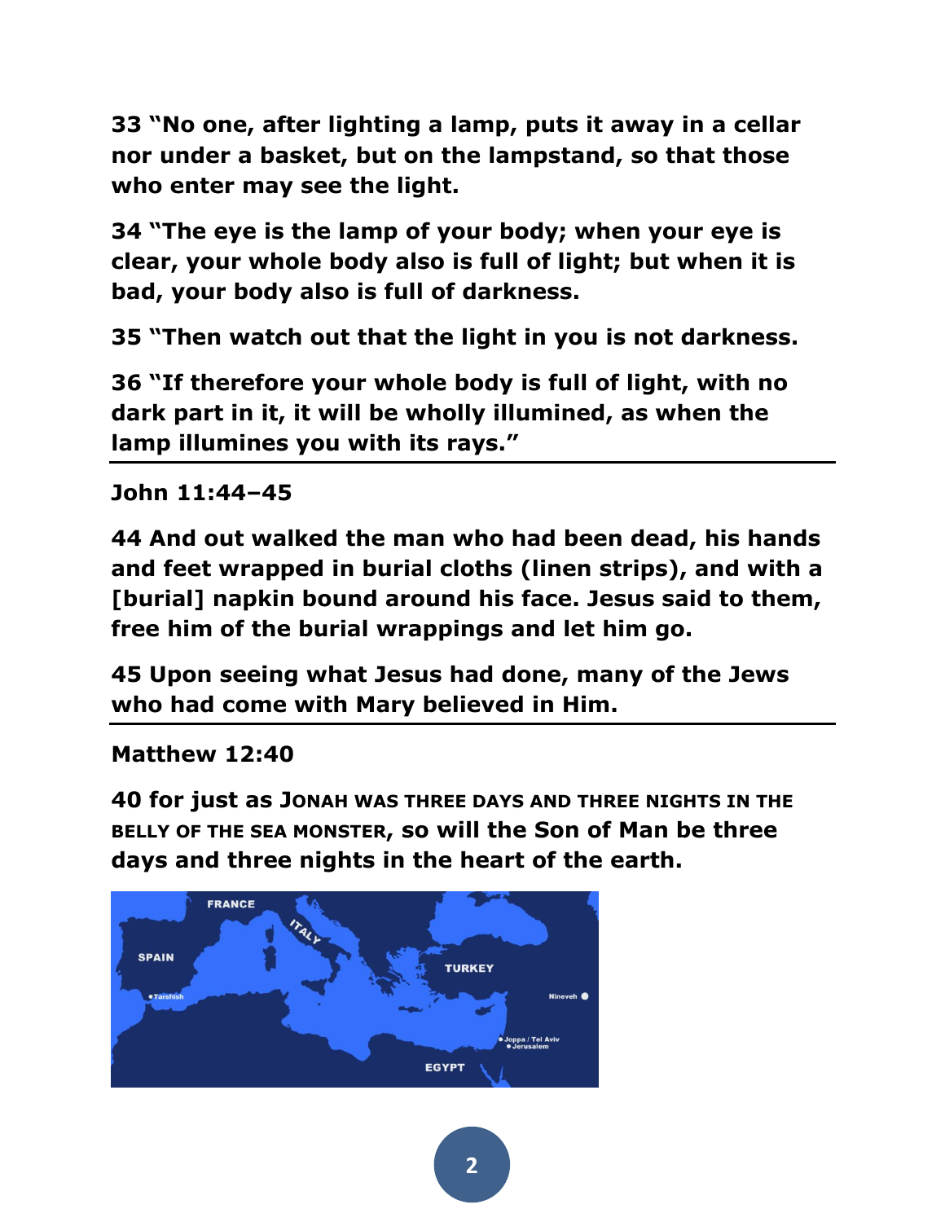**33 "No one, after lighting a lamp, puts it away in a cellar nor under a basket, but on the lampstand, so that those who enter may see the light.**

**34 "The eye is the lamp of your body; when your eye is clear, your whole body also is full of light; but when it is bad, your body also is full of darkness.**

**35 "Then watch out that the light in you is not darkness.**

**36 "If therefore your whole body is full of light, with no dark part in it, it will be wholly illumined, as when the lamp illumines you with its rays."**

---

**John 11:44–45**

**44 And out walked the man who had been dead, his hands and feet wrapped in burial cloths (linen strips), and with a [burial] napkin bound around his face. Jesus said to them, free him of the burial wrappings and let him go.**

**45 Upon seeing what Jesus had done, many of the Jews who had come with Mary believed in Him.**

---

**Matthew 12:40**

**40 for just as JONAH WAS THREE DAYS AND THREE NIGHTS IN THE BELLY OF THE SEA MONSTER, so will the Son of Man be three days and three nights in the heart of the earth.**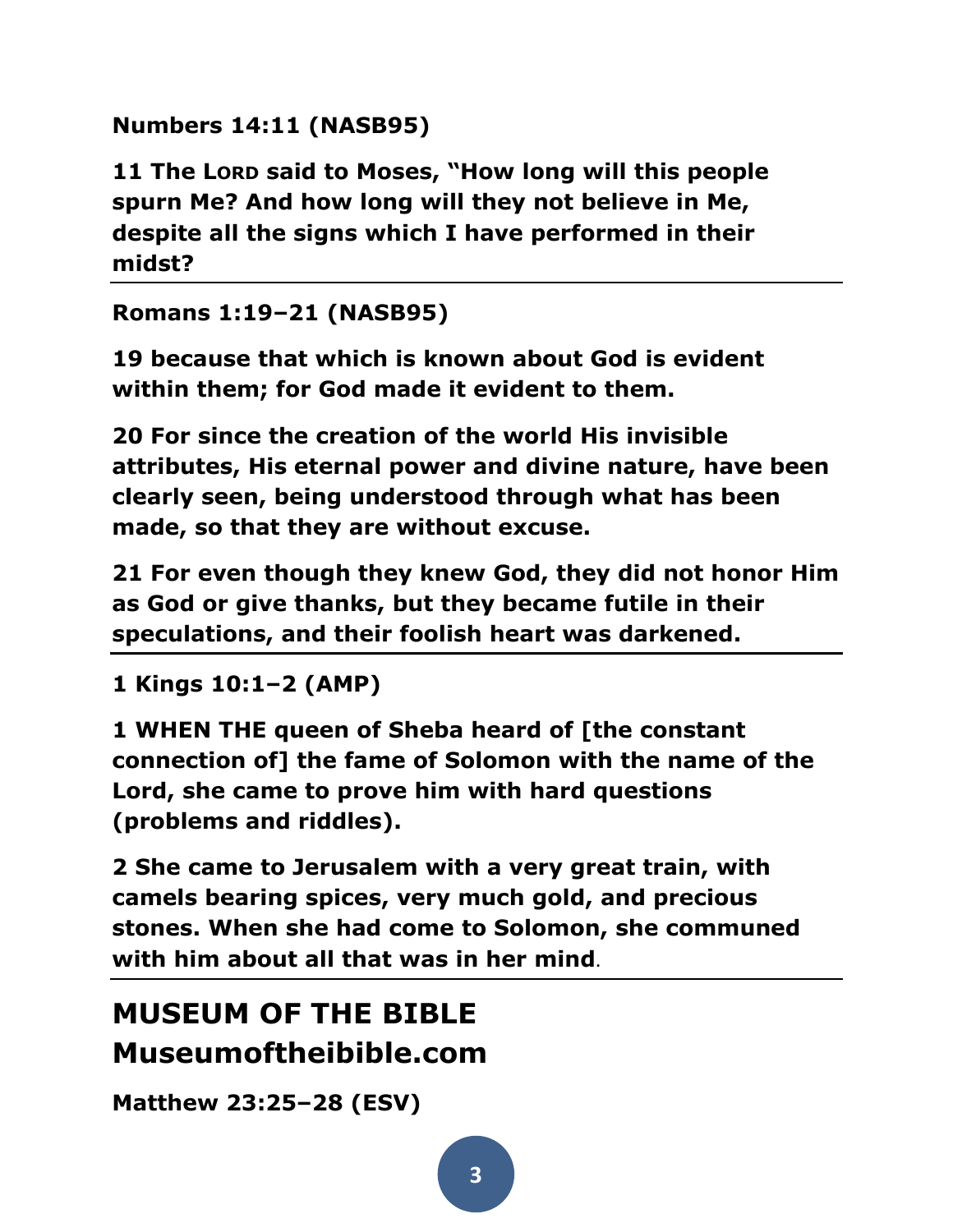**Numbers 14:11 (NASB95)**

**11 The LORD said to Moses, "How long will this people spurn Me? And how long will they not believe in Me, despite all the signs which I have performed in their midst?**

---

**Romans 1:19–21 (NASB95)**

**19 because that which is known about God is evident within them; for God made it evident to them.**

**20 For since the creation of the world His invisible attributes, His eternal power and divine nature, have been clearly seen, being understood through what has been made, so that they are without excuse.**

**21 For even though they knew God, they did not honor Him as God or give thanks, but they became futile in their speculations, and their foolish heart was darkened.**

---

**1 Kings 10:1–2 (AMP)**

**1 WHEN THE queen of Sheba heard of [the constant connection of] the fame of Solomon with the name of the Lord, she came to prove him with hard questions (problems and riddles).**

**2 She came to Jerusalem with a very great train, with camels bearing spices, very much gold, and precious stones. When she had come to Solomon, she communed with him about all that was in her mind.**

---

## MUSEUM OF THE BIBLE
## Museumoftheibible.com

**Matthew 23:25–28 (ESV)**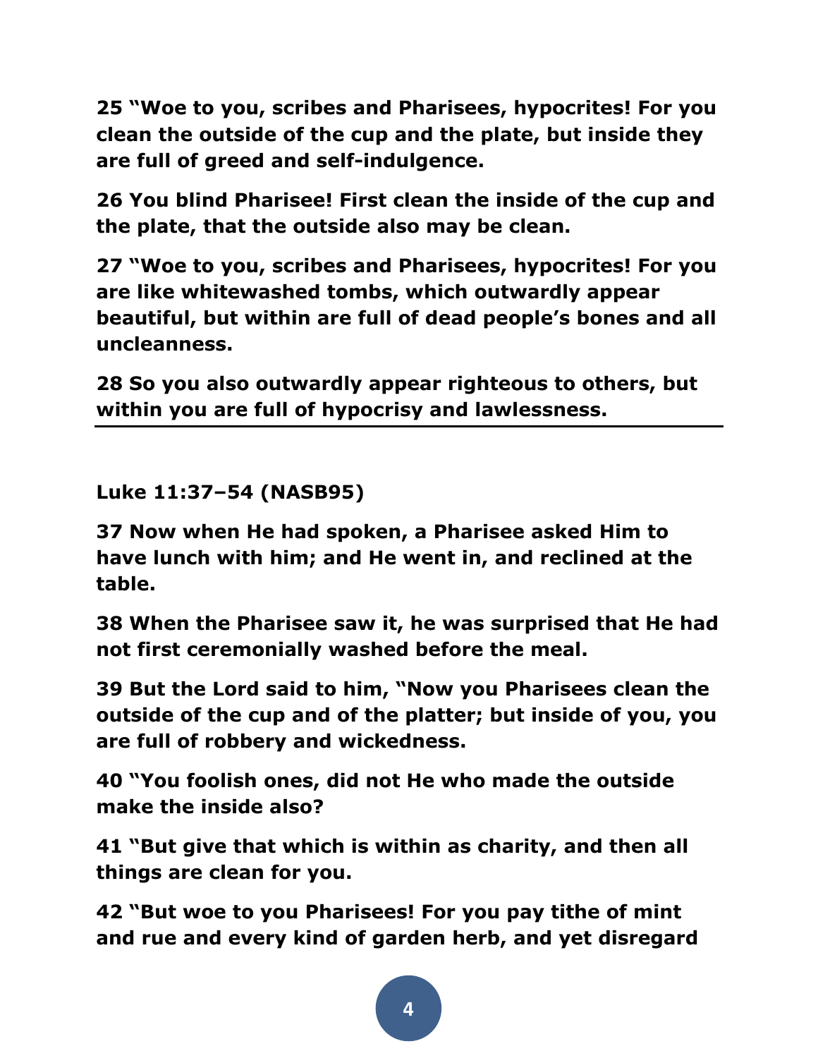**25 "Woe to you, scribes and Pharisees, hypocrites! For you clean the outside of the cup and the plate, but inside they are full of greed and self-indulgence.**

**26 You blind Pharisee! First clean the inside of the cup and the plate, that the outside also may be clean.**

**27 "Woe to you, scribes and Pharisees, hypocrites! For you are like whitewashed tombs, which outwardly appear beautiful, but within are full of dead people's bones and all uncleanness.**

**28 So you also outwardly appear righteous to others, but within you are full of hypocrisy and lawlessness.**

---

**Luke 11:37–54 (NASB95)**

**37 Now when He had spoken, a Pharisee asked Him to have lunch with him; and He went in, and reclined at the table.**

**38 When the Pharisee saw it, he was surprised that He had not first ceremonially washed before the meal.**

**39 But the Lord said to him, "Now you Pharisees clean the outside of the cup and of the platter; but inside of you, you are full of robbery and wickedness.**

**40 "You foolish ones, did not He who made the outside make the inside also?**

**41 "But give that which is within as charity, and then all things are clean for you.**

**42 "But woe to you Pharisees! For you pay tithe of mint and rue and every kind of garden herb, and yet disregard**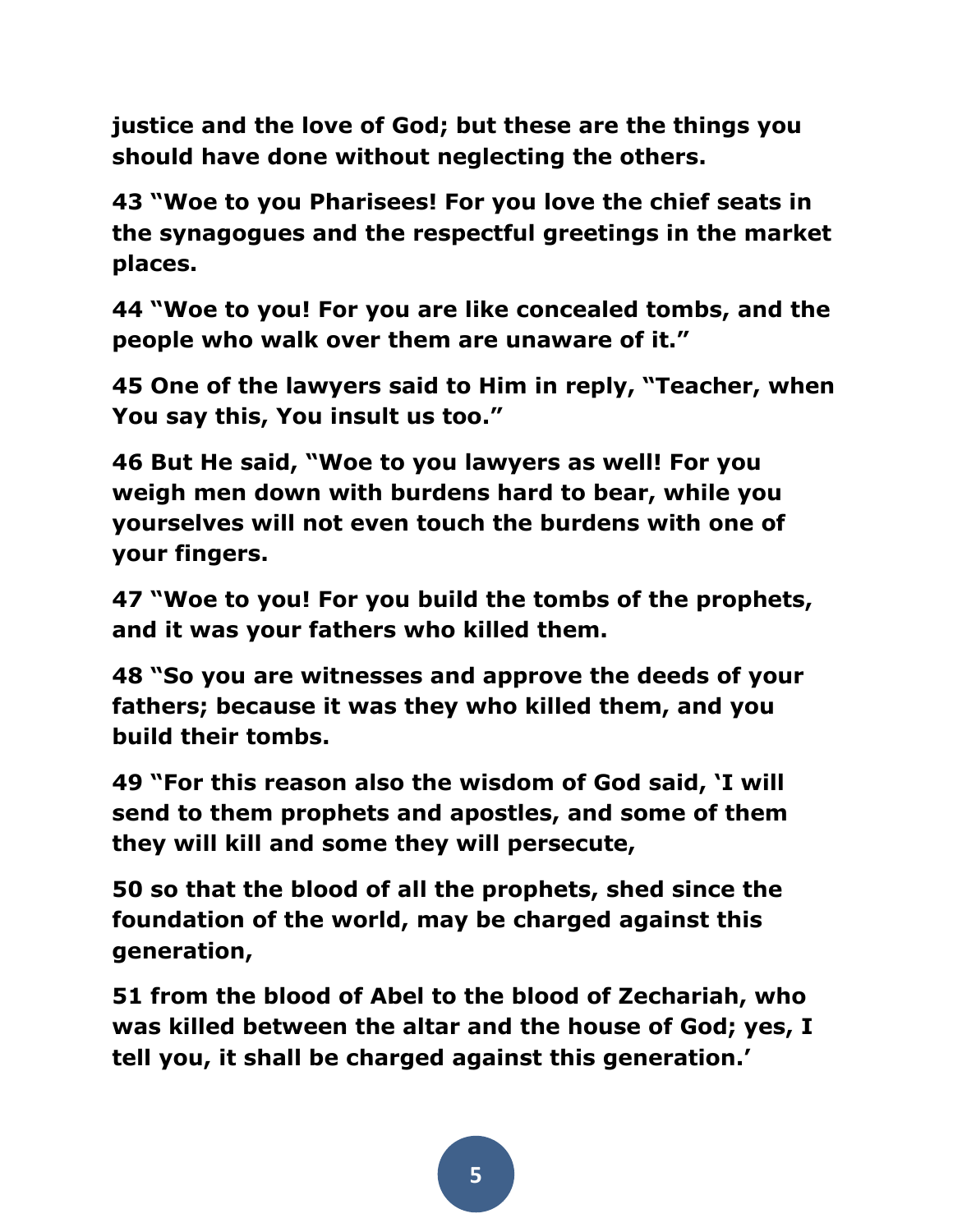**justice and the love of God; but these are the things you should have done without neglecting the others.**

**43 "Woe to you Pharisees! For you love the chief seats in the synagogues and the respectful greetings in the market places.**

**44 "Woe to you! For you are like concealed tombs, and the people who walk over them are unaware of it."**

**45 One of the lawyers said to Him in reply, "Teacher, when You say this, You insult us too."**

**46 But He said, "Woe to you lawyers as well! For you weigh men down with burdens hard to bear, while you yourselves will not even touch the burdens with one of your fingers.**

**47 "Woe to you! For you build the tombs of the prophets, and it was your fathers who killed them.**

**48 "So you are witnesses and approve the deeds of your fathers; because it was they who killed them, and you build their tombs.**

**49 "For this reason also the wisdom of God said, 'I will send to them prophets and apostles, and some of them they will kill and some they will persecute,**

**50 so that the blood of all the prophets, shed since the foundation of the world, may be charged against this generation,**

**51 from the blood of Abel to the blood of Zechariah, who was killed between the altar and the house of God; yes, I tell you, it shall be charged against this generation.'**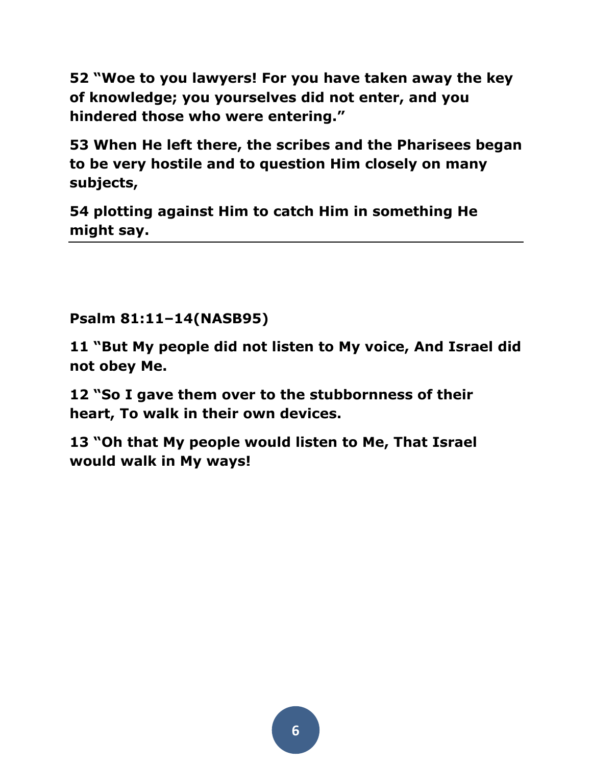**52 “Woe to you lawyers! For you have taken away the key of knowledge; you yourselves did not enter, and you hindered those who were entering.”**

**53 When He left there, the scribes and the Pharisees began to be very hostile and to question Him closely on many subjects,**

**54 plotting against Him to catch Him in something He might say.**

---

**Psalm 81:11–14(NASB95)**

**11 “But My people did not listen to My voice, And Israel did not obey Me.**

**12 “So I gave them over to the stubbornness of their heart, To walk in their own devices.**

**13 “Oh that My people would listen to Me, That Israel would walk in My ways!**